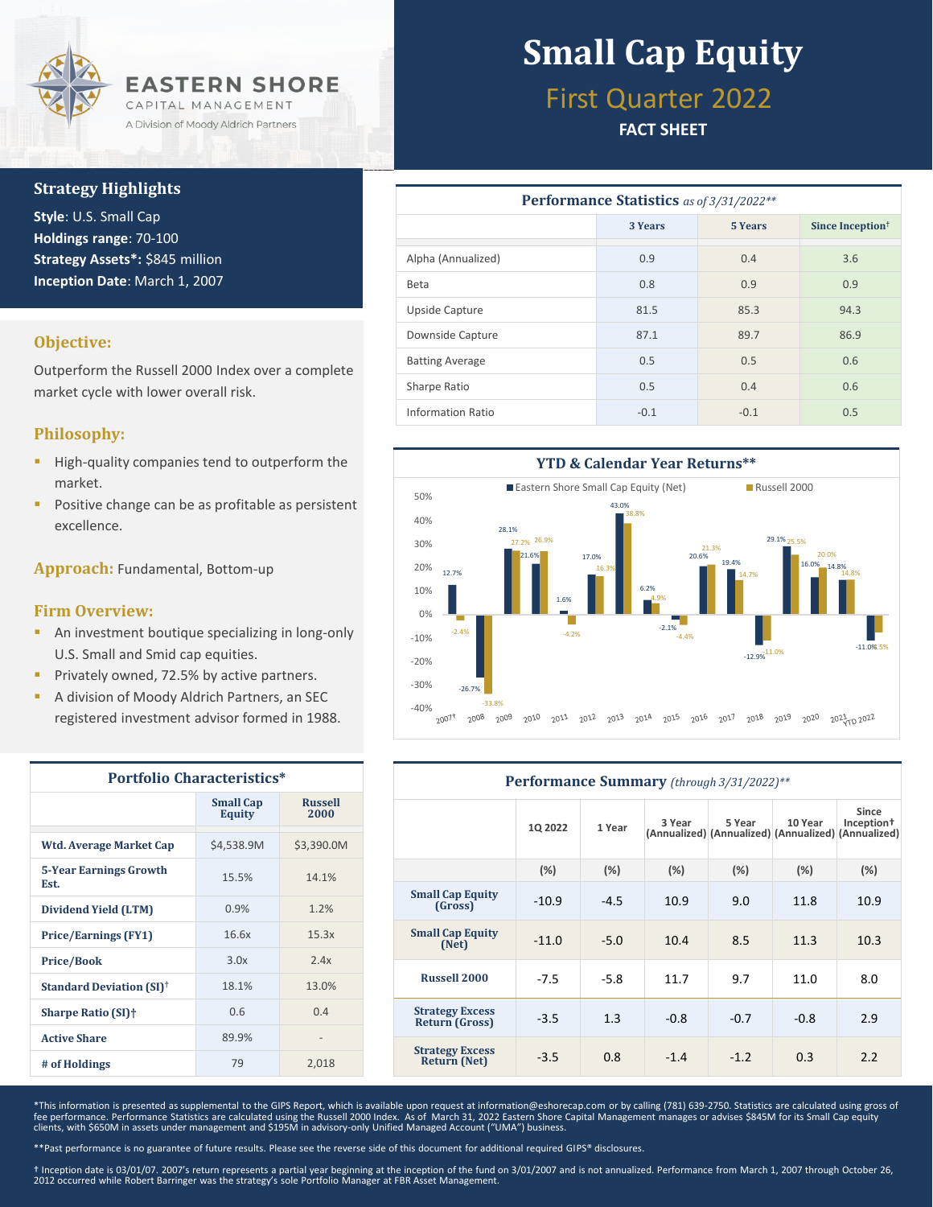# EASTERN SHORE CAPITAL MANAGEMENT

A Division of Moody Aldrich Partners

# Small Cap Equity

## First Quarter 2022

**FACT SHEET**

### Strategy Highlights

**Style**: U.S. Small Cap
**Holdings range**: 70-100
**Strategy Assets*:** $845 million
**Inception Date**: March 1, 2007

### Objective:

Outperform the Russell 2000 Index over a complete market cycle with lower overall risk.

### Philosophy:

- High-quality companies tend to outperform the market.
- Positive change can be as profitable as persistent excellence.

**Approach:** Fundamental, Bottom-up

### Firm Overview:

- An investment boutique specializing in long-only U.S. Small and Smid cap equities.
- Privately owned, 72.5% by active partners.
- A division of Moody Aldrich Partners, an SEC registered investment advisor formed in 1988.

### Portfolio Characteristics*

| | Small Cap Equity | Russell 2000 |
|---|---|---|
| Wtd. Average Market Cap | $4,538.9M | $3,390.0M |
| 5-Year Earnings Growth Est. | 15.5% | 14.1% |
| Dividend Yield (LTM) | 0.9% | 1.2% |
| Price/Earnings (FY1) | 16.6x | 15.3x |
| Price/Book | 3.0x | 2.4x |
| Standard Deviation (SI)† | 18.1% | 13.0% |
| Sharpe Ratio (SI)† | 0.6 | 0.4 |
| Active Share | 89.9% | - |
| # of Holdings | 79 | 2,018 |

### Performance Statistics *as of 3/31/2022***

| | 3 Years | 5 Years | Since Inception† |
|---|---|---|---|
| Alpha (Annualized) | 0.9 | 0.4 | 3.6 |
| Beta | 0.8 | 0.9 | 0.9 |
| Upside Capture | 81.5 | 85.3 | 94.3 |
| Downside Capture | 87.1 | 89.7 | 86.9 |
| Batting Average | 0.5 | 0.5 | 0.6 |
| Sharpe Ratio | 0.5 | 0.4 | 0.6 |
| Information Ratio | -0.1 | -0.1 | 0.5 |

### YTD & Calendar Year Returns**

| Year | Eastern Shore Small Cap Equity (Net) | Russell 2000 |
|---|---|---|
| 2007† | 12.7% | -2.4% |
| 2008 | -26.7% | -33.8% |
| 2009 | 28.1% | 27.2% |
| 2010 | 21.6% | 26.9% |
| 2011 | 1.6% | -4.2% |
| 2012 | 17.0% | 16.3% |
| 2013 | 43.0% | 38.8% |
| 2014 | 6.2% | 4.9% |
| 2015 | -2.1% | -4.4% |
| 2016 | 20.6% | 21.3% |
| 2017 | 19.4% | 14.7% |
| 2018 | -12.9% | -11.0% |
| 2019 | 29.1% | 25.5% |
| 2020 | 16.0% | 20.0% |
| 2021 | 14.8% | 14.8% |
| YTD 2022 | -11.0% | -7.5% |

### Performance Summary *(through 3/31/2022)***

| | 1Q 2022 | 1 Year | 3 Year (Annualized) | 5 Year (Annualized) | 10 Year (Annualized) | Since Inception† (Annualized) |
|---|---|---|---|---|---|---|
| | (%) | (%) | (%) | (%) | (%) | (%) |
| Small Cap Equity (Gross) | -10.9 | -4.5 | 10.9 | 9.0 | 11.8 | 10.9 |
| Small Cap Equity (Net) | -11.0 | -5.0 | 10.4 | 8.5 | 11.3 | 10.3 |
| Russell 2000 | -7.5 | -5.8 | 11.7 | 9.7 | 11.0 | 8.0 |
| Strategy Excess Return (Gross) | -3.5 | 1.3 | -0.8 | -0.7 | -0.8 | 2.9 |
| Strategy Excess Return (Net) | -3.5 | 0.8 | -1.4 | -1.2 | 0.3 | 2.2 |

*This information is presented as supplemental to the GIPS Report, which is available upon request at information@eshorecap.com or by calling (781) 639-2750. Statistics are calculated using gross of fee performance. Performance Statistics are calculated using the Russell 2000 Index. As of March 31, 2022 Eastern Shore Capital Management manages or advises $845M for its Small Cap equity clients, with $650M in assets under management and $195M in advisory-only Unified Managed Account ("UMA") business.

**Past performance is no guarantee of future results. Please see the reverse side of this document for additional required GIPS® disclosures.

† Inception date is 03/01/07. 2007's return represents a partial year beginning at the inception of the fund on 3/01/2007 and is not annualized. Performance from March 1, 2007 through October 26, 2012 occurred while Robert Barringer was the strategy's sole Portfolio Manager at FBR Asset Management.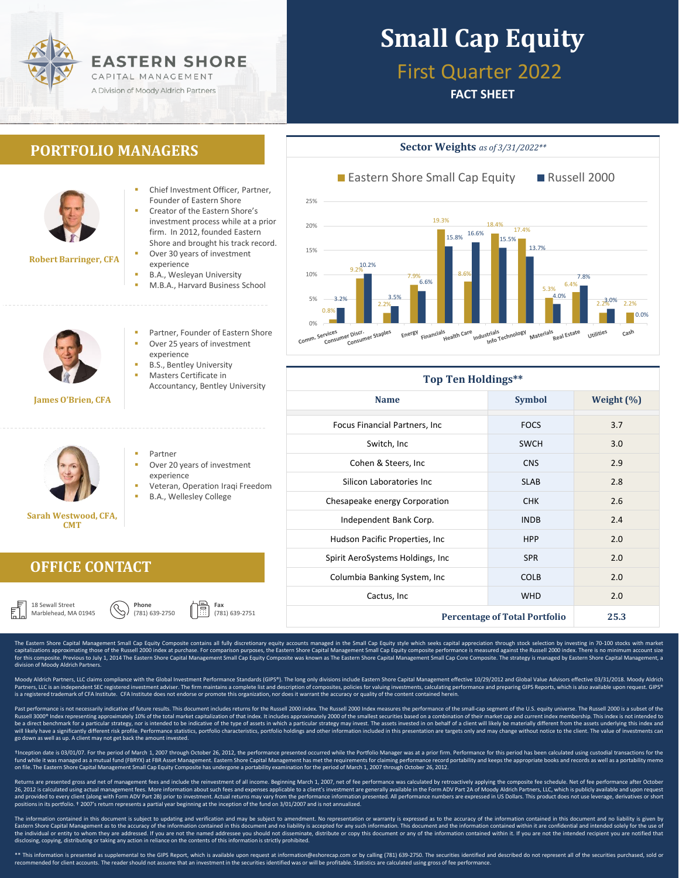# Small Cap Equity

## First Quarter 2022

**FACT SHEET**

EASTERN SHORE
CAPITAL MANAGEMENT
A Division of Moody Aldrich Partners

## PORTFOLIO MANAGERS

**Robert Barringer, CFA**

- Chief Investment Officer, Partner, Founder of Eastern Shore
- Creator of the Eastern Shore's investment process while at a prior firm. In 2012, founded Eastern Shore and brought his track record.
- Over 30 years of investment experience
- B.A., Wesleyan University
- M.B.A., Harvard Business School

**James O'Brien, CFA**

- Partner, Founder of Eastern Shore
- Over 25 years of investment experience
- B.S., Bentley University
- Masters Certificate in Accountancy, Bentley University

**Sarah Westwood, CFA, CMT**

- Partner
- Over 20 years of investment experience
- Veteran, Operation Iraqi Freedom
- B.A., Wellesley College

## OFFICE CONTACT

18 Sewall Street
Marblehead, MA 01945

Phone
(781) 639-2750

Fax
(781) 639-2751

### Sector Weights *as of 3/31/2022***

Eastern Shore Small Cap Equity
Russell 2000

25%
20%
15%
10%
5%
0%

Comm. Services: 0.8%, 3.2%
Consumer Discr.: 9.2%, 10.2%
Consumer Staples: 2.2%, 3.5%
Energy: 7.9%, 6.6%
Financials: 19.3%, 15.8%
Health Care: 8.6%, 16.6%
Industrials: 18.4%, 15.5%
Info Technology: 17.4%, 13.7%
Materials: 5.3%, 4.0%
Real Estate: 6.4%, 7.8%
Utilities: 2.2%, 3.0%
Cash: 2.2%, 0.0%

### Top Ten Holdings**

| Name | Symbol | Weight (%) |
|---|---|---|
| Focus Financial Partners, Inc | FOCS | 3.7 |
| Switch, Inc | SWCH | 3.0 |
| Cohen & Steers, Inc | CNS | 2.9 |
| Silicon Laboratories Inc | SLAB | 2.8 |
| Chesapeake energy Corporation | CHK | 2.6 |
| Independent Bank Corp. | INDB | 2.4 |
| Hudson Pacific Properties, Inc | HPP | 2.0 |
| Spirit AeroSystems Holdings, Inc | SPR | 2.0 |
| Columbia Banking System, Inc | COLB | 2.0 |
| Cactus, Inc | WHD | 2.0 |
| **Percentage of Total Portfolio** | | **25.3** |

The Eastern Shore Capital Management Small Cap Equity Composite contains all fully discretionary equity accounts managed in the Small Cap Equity style which seeks capital appreciation through stock selection by investing in 70-100 stocks with market capitalizations approximating those of the Russell 2000 index at purchase. For comparison purposes, the Eastern Shore Capital Management Small Cap Equity composite performance is measured against the Russell 2000 index. There is no minimum account size for this composite. Previous to July 1, 2014 The Eastern Shore Capital Management Small Cap Equity Composite was known as The Eastern Shore Capital Management Small Cap Core Composite. The strategy is managed by Eastern Shore Capital Management, a division of Moody Aldrich Partners.

Moody Aldrich Partners, LLC claims compliance with the Global Investment Performance Standards (GIPS®). The long only divisions include Eastern Shore Capital Management effective 10/29/2012 and Global Value Advisors effective 03/31/2018. Moody Aldrich Partners, LLC is an independent SEC registered investment adviser. The firm maintains a complete list and description of composites, policies for valuing investments, calculating performance and preparing GIPS Reports, which is also available upon request. GIPS® is a registered trademark of CFA Institute. CFA Institute does not endorse or promote this organization, nor does it warrant the accuracy or quality of the content contained herein.

Past performance is not necessarily indicative of future results. This document includes returns for the Russell 2000 index. The Russell 2000 Index measures the performance of the small-cap segment of the U.S. equity universe. The Russell 2000 is a subset of the Russell 3000® Index representing approximately 10% of the total market capitalization of that index. It includes approximately 2000 of the smallest securities based on a combination of their market cap and current index membership. This index is not intended to be a direct benchmark for a particular strategy, nor is intended to be indicative of the type of assets in which a particular strategy may invest. The assets invested in on behalf of a client will likely be materially different from the assets underlying this index and will likely have a significantly different risk profile. Performance statistics, portfolio characteristics, portfolio holdings and other information included in this presentation are targets only and may change without notice to the client. The value of investments can go down as well as up. A client may not get back the amount invested.

†Inception date is 03/01/07. For the period of March 1, 2007 through October 26, 2012, the performance presented occurred while the Portfolio Manager was at a prior firm. Performance for this period has been calculated using custodial transactions for the fund while it was managed as a mutual fund (FBRYX) at FBR Asset Management. Eastern Shore Capital Management has met the requirements for claiming performance record portability and keeps the appropriate books and records as well as a portability memo on file. The Eastern Shore Capital Management Small Cap Equity Composite has undergone a portability examination for the period of March 1, 2007 through October 26, 2012.

Returns are presented gross and net of management fees and include the reinvestment of all income. Beginning March 1, 2007, net of fee performance was calculated by retroactively applying the composite fee schedule. Net of fee performance after October 26, 2012 is calculated using actual management fees. More information about such fees and expenses applicable to a client's investment are generally available in the Form ADV Part 2A of Moody Aldrich Partners, LLC, which is publicly available and upon request and provided to every client (along with Form ADV Part 2B) prior to investment. Actual returns may vary from the performance information presented. All performance numbers are expressed in US Dollars. This product does not use leverage, derivatives or short positions in its portfolio. † 2007's return represents a partial year beginning at the inception of the fund on 3/01/2007 and is not annualized.

The information contained in this document is subject to updating and verification and may be subject to amendment. No representation or warranty is expressed as to the accuracy of the information contained in this document and no liability is given by Eastern Shore Capital Management as to the accuracy of the information contained in this document and no liability is accepted for any such information. This document and the information contained within it are confidential and intended solely for the use of the individual or entity to whom they are addressed. If you are not the named addressee you should not disseminate, distribute or copy this document or any of the information contained within it. If you are not the intended recipient you are notified that disclosing, copying, distributing or taking any action in reliance on the contents of this information is strictly prohibited.

** This information is presented as supplemental to the GIPS Report, which is available upon request at information@eshorecap.com or by calling (781) 639-2750. The securities identified and described do not represent all of the securities purchased, sold or recommended for client accounts. The reader should not assume that an investment in the securities identified was or will be profitable. Statistics are calculated using gross of fee performance.